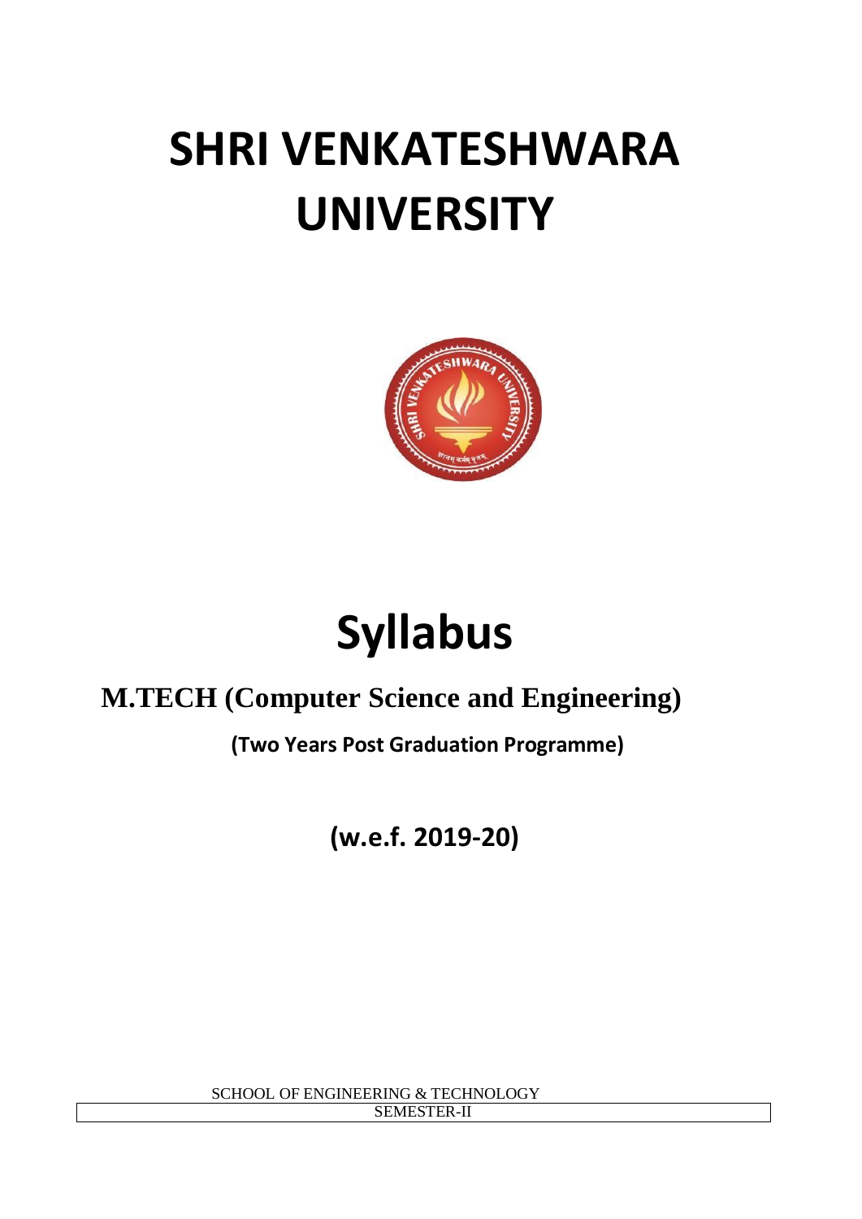# SHRI VENKATESHWARA UNIVERSITY

# Syllabus

## M.TECH (Computer Science and Engineering)

**(Two Years Post Graduation Programme)**

**(w.e.f. 2019-20)**

SCHOOL OF ENGINEERING & TECHNOLOGY

SEMESTER-II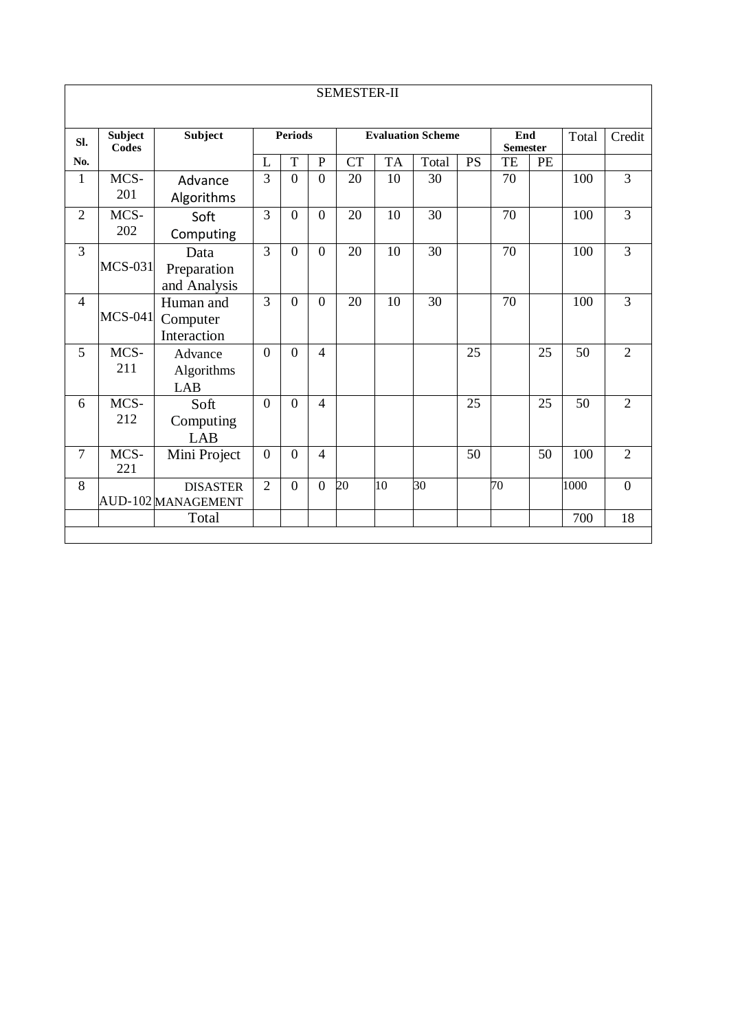| SEMESTER-II | | | | | | | | | | | | | |
|---|---|---|---|---|---|---|---|---|---|---|---|---|---|
| **Sl. No.** | **Subject Codes** | **Subject** | **Periods** | | | **Evaluation Scheme** | | | | **End Semester** | | Total | Credit |
| | | | L | T | P | CT | TA | Total | PS | TE | PE | | |
| 1 | MCS-201 | Advance Algorithms | 3 | 0 | 0 | 20 | 10 | 30 | | 70 | | 100 | 3 |
| 2 | MCS-202 | Soft Computing | 3 | 0 | 0 | 20 | 10 | 30 | | 70 | | 100 | 3 |
| 3 | MCS-031 | Data Preparation and Analysis | 3 | 0 | 0 | 20 | 10 | 30 | | 70 | | 100 | 3 |
| 4 | MCS-041 | Human and Computer Interaction | 3 | 0 | 0 | 20 | 10 | 30 | | 70 | | 100 | 3 |
| 5 | MCS-211 | Advance Algorithms LAB | 0 | 0 | 4 | | | | 25 | | 25 | 50 | 2 |
| 6 | MCS-212 | Soft Computing LAB | 0 | 0 | 4 | | | | 25 | | 25 | 50 | 2 |
| 7 | MCS-221 | Mini Project | 0 | 0 | 4 | | | | 50 | | 50 | 100 | 2 |
| 8 | AUD-102 | DISASTER MANAGEMENT | 2 | 0 | 0 | 20 | 10 | 30 | | 70 | | 1000 | 0 |
| | | Total | | | | | | | | | | 700 | 18 |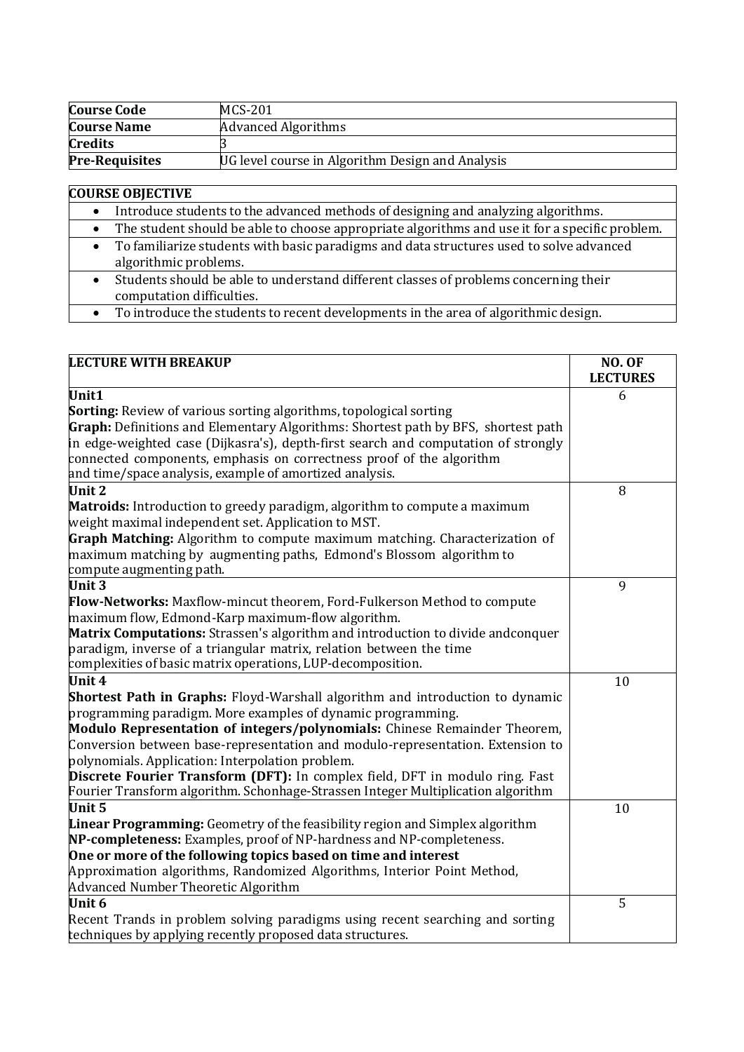| Course Code | MCS-201 |
|---|---|
| Course Name | Advanced Algorithms |
| Credits | 3 |
| Pre-Requisites | UG level course in Algorithm Design and Analysis |

| COURSE OBJECTIVE |
|---|
| • Introduce students to the advanced methods of designing and analyzing algorithms. |
| • The student should be able to choose appropriate algorithms and use it for a specific problem. |
| • To familiarize students with basic paradigms and data structures used to solve advanced algorithmic problems. |
| • Students should be able to understand different classes of problems concerning their computation difficulties. |
| • To introduce the students to recent developments in the area of algorithmic design. |

| LECTURE WITH BREAKUP | NO. OF LECTURES |
|---|---|
| **Unit1**<br>**Sorting:** Review of various sorting algorithms, topological sorting<br>**Graph:** Definitions and Elementary Algorithms: Shortest path by BFS, shortest path in edge-weighted case (Dijkasra's), depth-first search and computation of strongly connected components, emphasis on correctness proof of the algorithm and time/space analysis, example of amortized analysis. | 6 |
| **Unit 2**<br>**Matroids:** Introduction to greedy paradigm, algorithm to compute a maximum weight maximal independent set. Application to MST.<br>**Graph Matching:** Algorithm to compute maximum matching. Characterization of maximum matching by augmenting paths, Edmond's Blossom algorithm to compute augmenting path. | 8 |
| **Unit 3**<br>**Flow-Networks:** Maxflow-mincut theorem, Ford-Fulkerson Method to compute maximum flow, Edmond-Karp maximum-flow algorithm.<br>**Matrix Computations:** Strassen's algorithm and introduction to divide andconquer paradigm, inverse of a triangular matrix, relation between the time complexities of basic matrix operations, LUP-decomposition. | 9 |
| **Unit 4**<br>**Shortest Path in Graphs:** Floyd-Warshall algorithm and introduction to dynamic programming paradigm. More examples of dynamic programming.<br>**Modulo Representation of integers/polynomials:** Chinese Remainder Theorem, Conversion between base-representation and modulo-representation. Extension to polynomials. Application: Interpolation problem.<br>**Discrete Fourier Transform (DFT):** In complex field, DFT in modulo ring. Fast Fourier Transform algorithm. Schonhage-Strassen Integer Multiplication algorithm | 10 |
| **Unit 5**<br>**Linear Programming:** Geometry of the feasibility region and Simplex algorithm<br>**NP-completeness:** Examples, proof of NP-hardness and NP-completeness.<br>**One or more of the following topics based on time and interest**<br>Approximation algorithms, Randomized Algorithms, Interior Point Method, Advanced Number Theoretic Algorithm | 10 |
| **Unit 6**<br>Recent Trands in problem solving paradigms using recent searching and sorting techniques by applying recently proposed data structures. | 5 |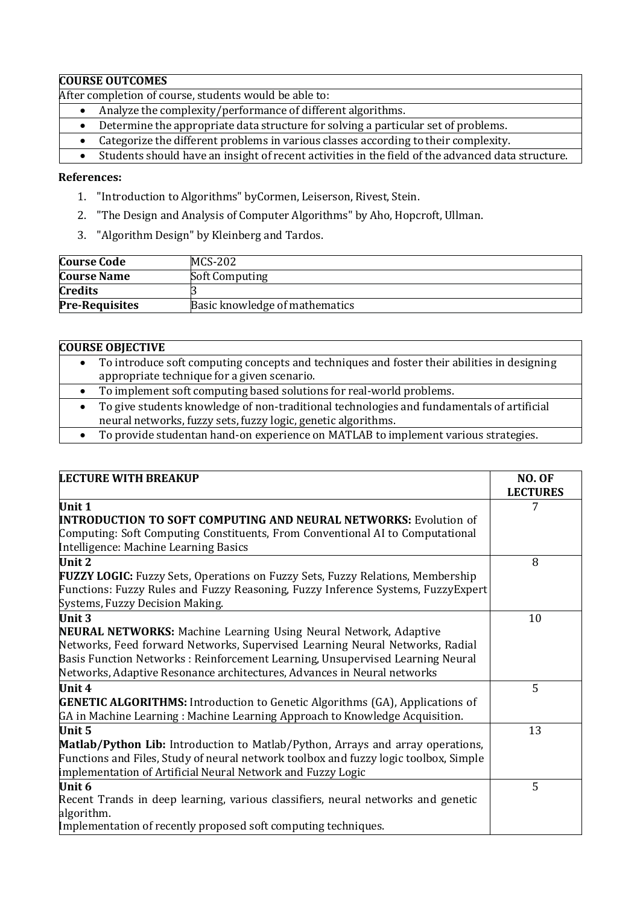| COURSE OUTCOMES |
|---|
| After completion of course, students would be able to: |
| • Analyze the complexity/performance of different algorithms. |
| • Determine the appropriate data structure for solving a particular set of problems. |
| • Categorize the different problems in various classes according to their complexity. |
| • Students should have an insight of recent activities in the field of the advanced data structure. |

**References:**

1. "Introduction to Algorithms" byCormen, Leiserson, Rivest, Stein.
2. "The Design and Analysis of Computer Algorithms" by Aho, Hopcroft, Ullman.
3. "Algorithm Design" by Kleinberg and Tardos.

| | |
|---|---|
| **Course Code** | MCS-202 |
| **Course Name** | Soft Computing |
| **Credits** | 3 |
| **Pre-Requisites** | Basic knowledge of mathematics |

| COURSE OBJECTIVE |
|---|
| • To introduce soft computing concepts and techniques and foster their abilities in designing appropriate technique for a given scenario. |
| • To implement soft computing based solutions for real-world problems. |
| • To give students knowledge of non-traditional technologies and fundamentals of artificial neural networks, fuzzy sets, fuzzy logic, genetic algorithms. |
| • To provide studentan hand-on experience on MATLAB to implement various strategies. |

| LECTURE WITH BREAKUP | NO. OF LECTURES |
|---|---|
| **Unit 1**<br>**INTRODUCTION TO SOFT COMPUTING AND NEURAL NETWORKS:** Evolution of Computing: Soft Computing Constituents, From Conventional AI to Computational Intelligence: Machine Learning Basics | 7 |
| **Unit 2**<br>**FUZZY LOGIC:** Fuzzy Sets, Operations on Fuzzy Sets, Fuzzy Relations, Membership Functions: Fuzzy Rules and Fuzzy Reasoning, Fuzzy Inference Systems, FuzzyExpert Systems, Fuzzy Decision Making. | 8 |
| **Unit 3**<br>**NEURAL NETWORKS:** Machine Learning Using Neural Network, Adaptive Networks, Feed forward Networks, Supervised Learning Neural Networks, Radial Basis Function Networks : Reinforcement Learning, Unsupervised Learning Neural Networks, Adaptive Resonance architectures, Advances in Neural networks | 10 |
| **Unit 4**<br>**GENETIC ALGORITHMS:** Introduction to Genetic Algorithms (GA), Applications of GA in Machine Learning : Machine Learning Approach to Knowledge Acquisition. | 5 |
| **Unit 5**<br>**Matlab/Python Lib:** Introduction to Matlab/Python, Arrays and array operations, Functions and Files, Study of neural network toolbox and fuzzy logic toolbox, Simple implementation of Artificial Neural Network and Fuzzy Logic | 13 |
| **Unit 6**<br>Recent Trands in deep learning, various classifiers, neural networks and genetic algorithm.<br>Implementation of recently proposed soft computing techniques. | 5 |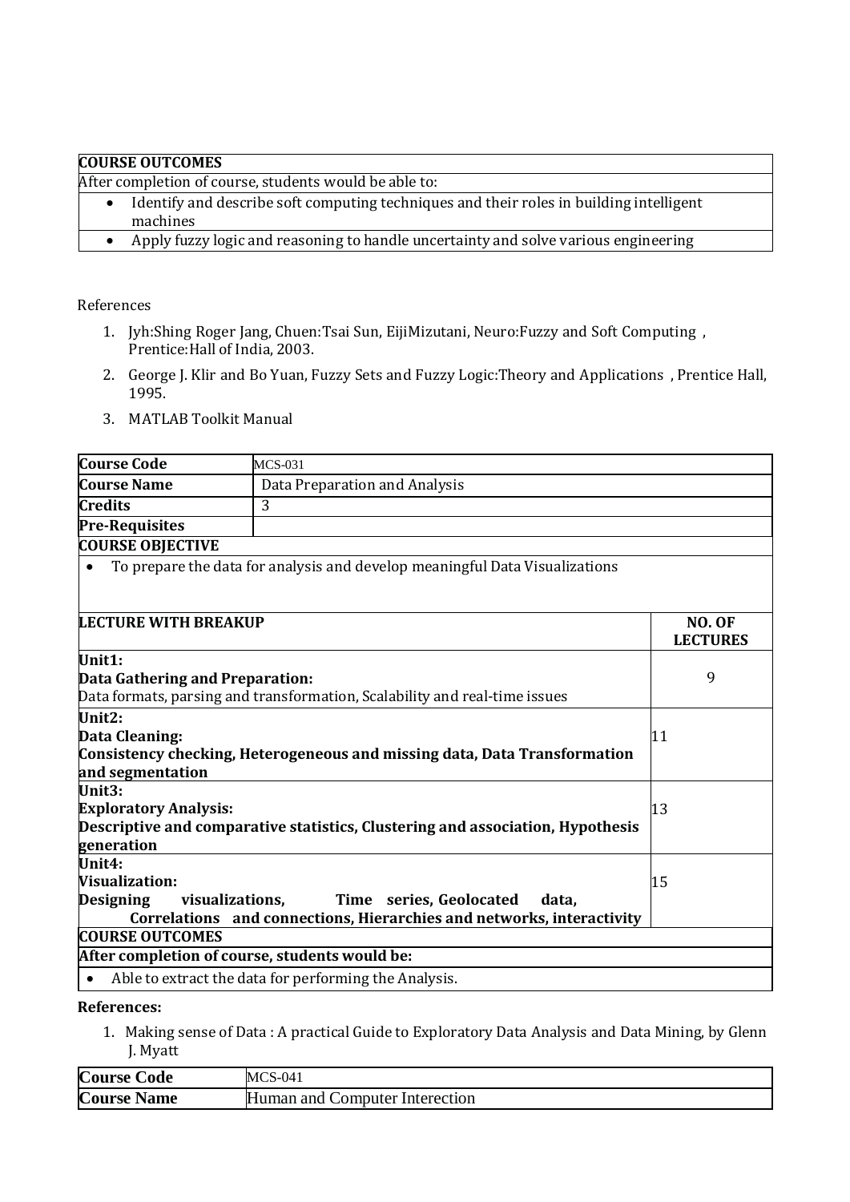| **COURSE OUTCOMES** |
|---|
| After completion of course, students would be able to: |
| • Identify and describe soft computing techniques and their roles in building intelligent machines |
| • Apply fuzzy logic and reasoning to handle uncertainty and solve various engineering |

References

1. Jyh:Shing Roger Jang, Chuen:Tsai Sun, EijiMizutani, Neuro:Fuzzy and Soft Computing , Prentice:Hall of India, 2003.
2. George J. Klir and Bo Yuan, Fuzzy Sets and Fuzzy Logic:Theory and Applications , Prentice Hall, 1995.
3. MATLAB Toolkit Manual

| **Course Code** | MCS-031 |
|---|---|
| **Course Name** | Data Preparation and Analysis |
| **Credits** | 3 |
| **Pre-Requisites** | |

| **COURSE OBJECTIVE** | |
|---|---|
| • To prepare the data for analysis and develop meaningful Data Visualizations | |
| **LECTURE WITH BREAKUP** | **NO. OF LECTURES** |
| **Unit1:** **Data Gathering and Preparation:** Data formats, parsing and transformation, Scalability and real-time issues | 9 |
| **Unit2:** **Data Cleaning:** **Consistency checking, Heterogeneous and missing data, Data Transformation and segmentation** | 11 |
| **Unit3:** **Exploratory Analysis:** **Descriptive and comparative statistics, Clustering and association, Hypothesis generation** | 13 |
| **Unit4:** **Visualization:** **Designing visualizations, Time series, Geolocated data, Correlations and connections, Hierarchies and networks, interactivity** | 15 |
| **COURSE OUTCOMES** | |
| **After completion of course, students would be:** | |
| • Able to extract the data for performing the Analysis. | |

**References:**

1. Making sense of Data : A practical Guide to Exploratory Data Analysis and Data Mining, by Glenn J. Myatt

| **Course Code** | MCS-041 |
|---|---|
| **Course Name** | Human and Computer Interection |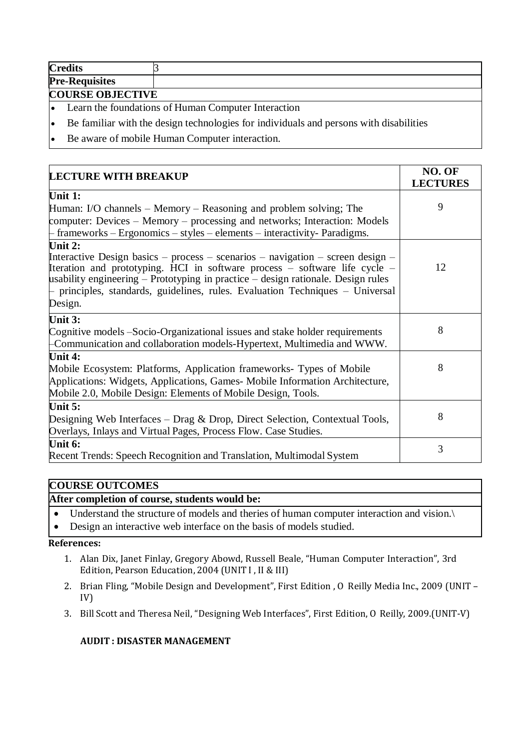| **Credits** | 3 |
|---|---|
| **Pre-Requisites** | |

**COURSE OBJECTIVE**

- Learn the foundations of Human Computer Interaction
- Be familiar with the design technologies for individuals and persons with disabilities
- Be aware of mobile Human Computer interaction.

| **LECTURE WITH BREAKUP** | **NO. OF LECTURES** |
|---|---|
| **Unit 1:**<br>Human: I/O channels – Memory – Reasoning and problem solving; The computer: Devices – Memory – processing and networks; Interaction: Models – frameworks – Ergonomics – styles – elements – interactivity- Paradigms. | 9 |
| **Unit 2:**<br>Interactive Design basics – process – scenarios – navigation – screen design – Iteration and prototyping. HCI in software process – software life cycle – usability engineering – Prototyping in practice – design rationale. Design rules – principles, standards, guidelines, rules. Evaluation Techniques – Universal Design. | 12 |
| **Unit 3:**<br>Cognitive models –Socio-Organizational issues and stake holder requirements –Communication and collaboration models-Hypertext, Multimedia and WWW. | 8 |
| **Unit 4:**<br>Mobile Ecosystem: Platforms, Application frameworks- Types of Mobile Applications: Widgets, Applications, Games- Mobile Information Architecture, Mobile 2.0, Mobile Design: Elements of Mobile Design, Tools. | 8 |
| **Unit 5:**<br>Designing Web Interfaces – Drag & Drop, Direct Selection, Contextual Tools, Overlays, Inlays and Virtual Pages, Process Flow. Case Studies. | 8 |
| **Unit 6:**<br>Recent Trends: Speech Recognition and Translation, Multimodal System | 3 |

**COURSE OUTCOMES**

**After completion of course, students would be:**

- Understand the structure of models and theries of human computer interaction and vision.\
- Design an interactive web interface on the basis of models studied.

**References:**

1. Alan Dix, Janet Finlay, Gregory Abowd, Russell Beale, "Human Computer Interaction", 3rd Edition, Pearson Education, 2004 (UNIT I , II & III)
2. Brian Fling, "Mobile Design and Development", First Edition , O Reilly Media Inc., 2009 (UNIT – IV)
3. Bill Scott and Theresa Neil, "Designing Web Interfaces", First Edition, O Reilly, 2009.(UNIT-V)

**AUDIT : DISASTER MANAGEMENT**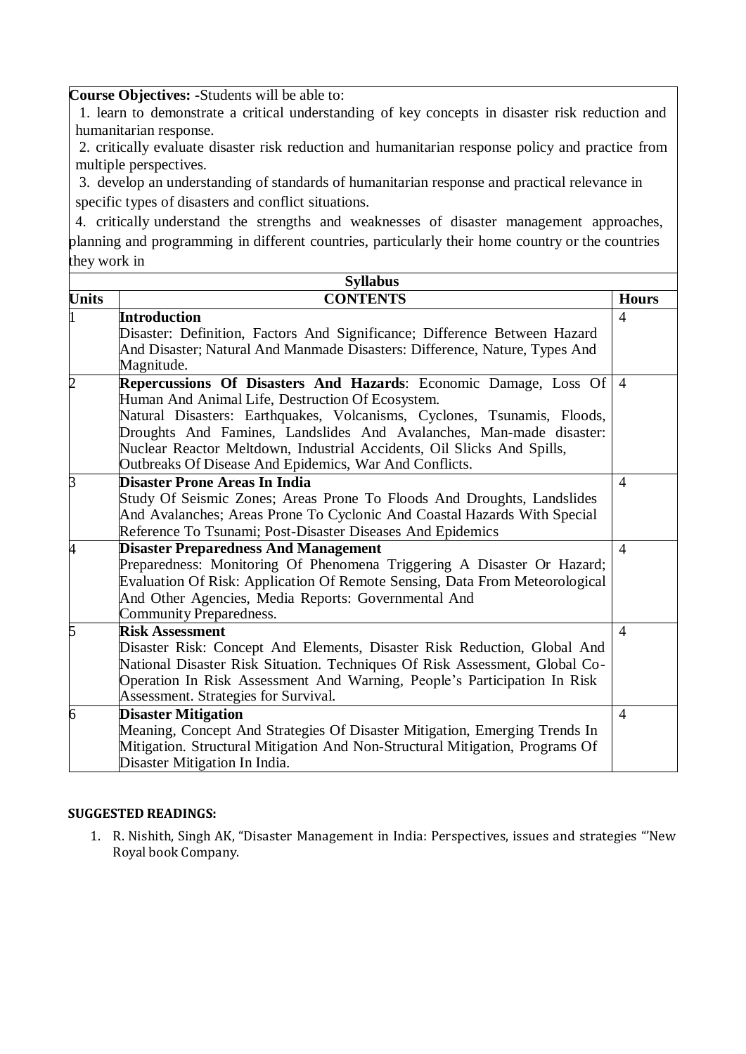**Course Objectives:** -Students will be able to:

1. learn to demonstrate a critical understanding of key concepts in disaster risk reduction and humanitarian response.
2. critically evaluate disaster risk reduction and humanitarian response policy and practice from multiple perspectives.
3. develop an understanding of standards of humanitarian response and practical relevance in specific types of disasters and conflict situations.
4. critically understand the strengths and weaknesses of disaster management approaches, planning and programming in different countries, particularly their home country or the countries they work in

**Syllabus**

| Units | CONTENTS | Hours |
|---|---|---|
| 1 | **Introduction** Disaster: Definition, Factors And Significance; Difference Between Hazard And Disaster; Natural And Manmade Disasters: Difference, Nature, Types And Magnitude. | 4 |
| 2 | **Repercussions Of Disasters And Hazards**: Economic Damage, Loss Of Human And Animal Life, Destruction Of Ecosystem. Natural Disasters: Earthquakes, Volcanisms, Cyclones, Tsunamis, Floods, Droughts And Famines, Landslides And Avalanches, Man-made disaster: Nuclear Reactor Meltdown, Industrial Accidents, Oil Slicks And Spills, Outbreaks Of Disease And Epidemics, War And Conflicts. | 4 |
| 3 | **Disaster Prone Areas In India** Study Of Seismic Zones; Areas Prone To Floods And Droughts, Landslides And Avalanches; Areas Prone To Cyclonic And Coastal Hazards With Special Reference To Tsunami; Post-Disaster Diseases And Epidemics | 4 |
| 4 | **Disaster Preparedness And Management** Preparedness: Monitoring Of Phenomena Triggering A Disaster Or Hazard; Evaluation Of Risk: Application Of Remote Sensing, Data From Meteorological And Other Agencies, Media Reports: Governmental And Community Preparedness. | 4 |
| 5 | **Risk Assessment** Disaster Risk: Concept And Elements, Disaster Risk Reduction, Global And National Disaster Risk Situation. Techniques Of Risk Assessment, Global Co-Operation In Risk Assessment And Warning, People's Participation In Risk Assessment. Strategies for Survival. | 4 |
| 6 | **Disaster Mitigation** Meaning, Concept And Strategies Of Disaster Mitigation, Emerging Trends In Mitigation. Structural Mitigation And Non-Structural Mitigation, Programs Of Disaster Mitigation In India. | 4 |

**SUGGESTED READINGS:**

1. R. Nishith, Singh AK, "Disaster Management in India: Perspectives, issues and strategies "'New Royal book Company.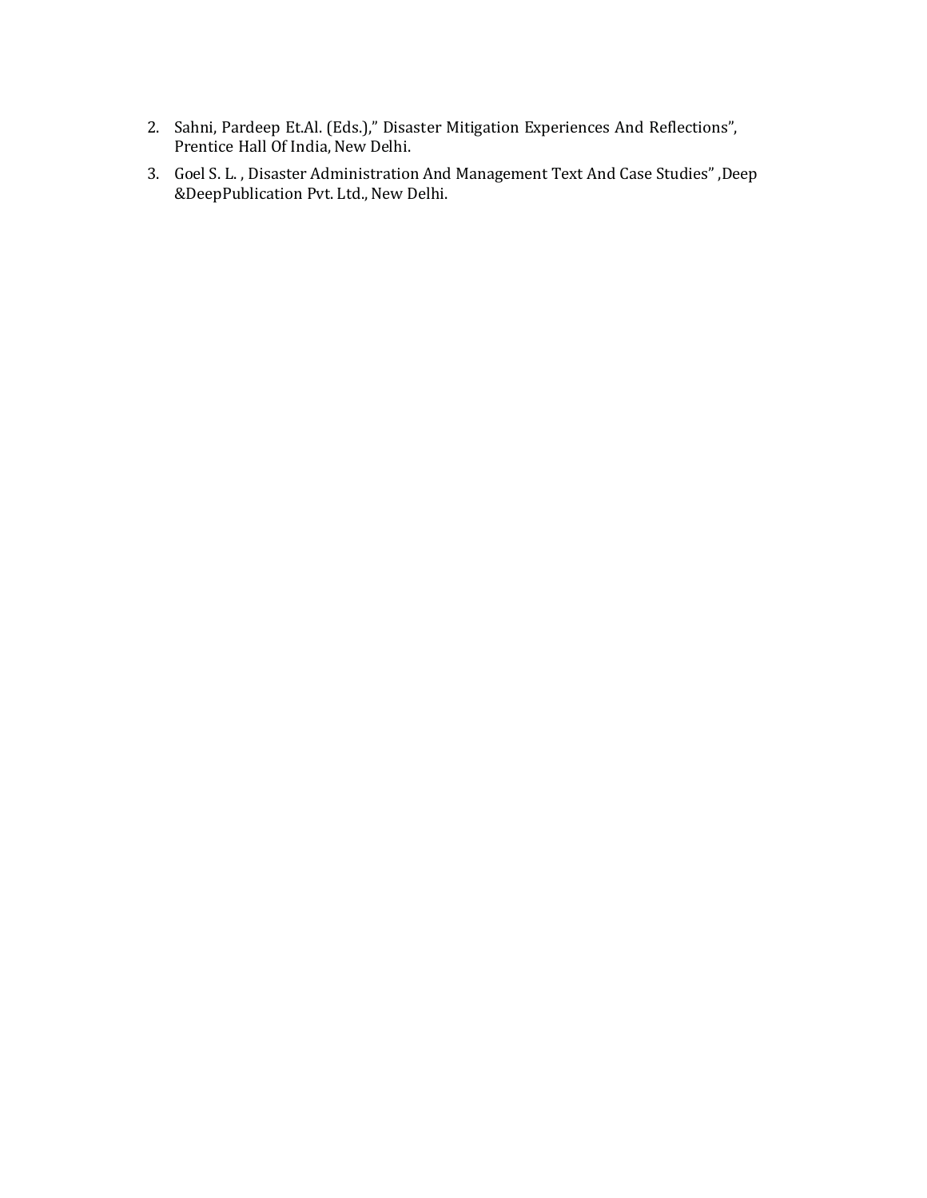2. Sahni, Pardeep Et.Al. (Eds.)," Disaster Mitigation Experiences And Reflections", Prentice Hall Of India, New Delhi.
3. Goel S. L. , Disaster Administration And Management Text And Case Studies" ,Deep &DeepPublication Pvt. Ltd., New Delhi.